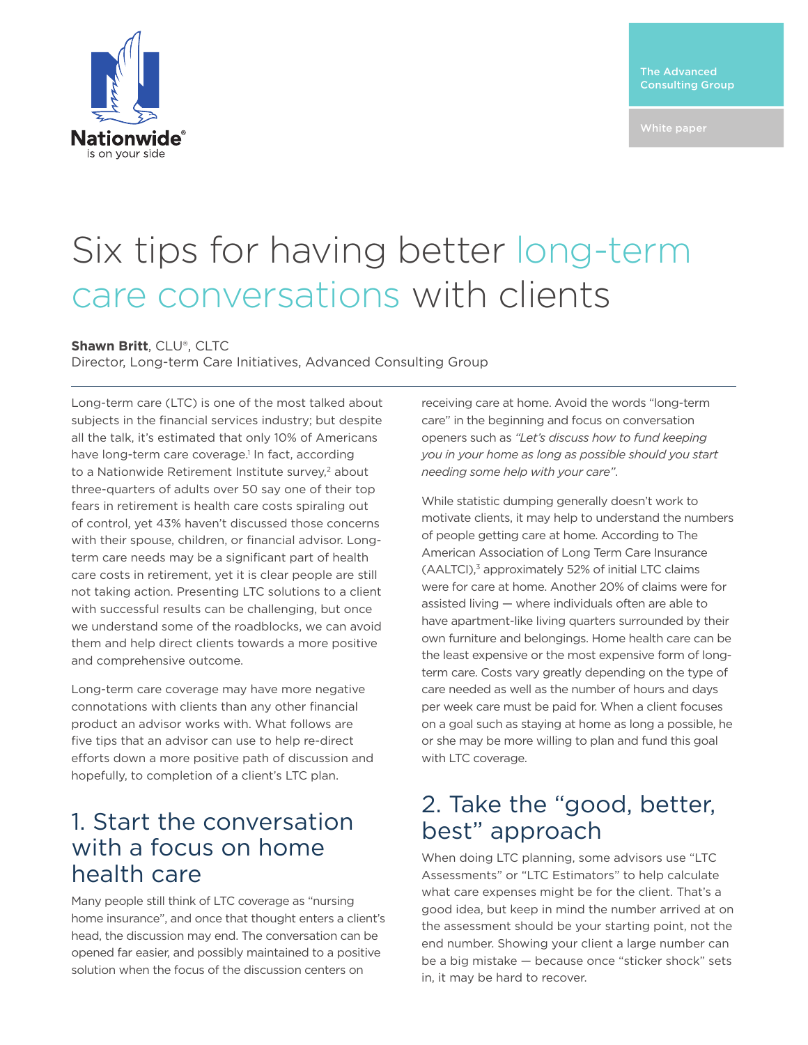Nationwide® is on your side

The Advanced Consulting Group

White paper

# Six tips for having better long-term care conversations with clients

**Shawn Britt**, CLU®, CLTC
Director, Long-term Care Initiatives, Advanced Consulting Group

Long-term care (LTC) is one of the most talked about subjects in the financial services industry; but despite all the talk, it's estimated that only 10% of Americans have long-term care coverage.[1] In fact, according to a Nationwide Retirement Institute survey,[2] about three-quarters of adults over 50 say one of their top fears in retirement is health care costs spiraling out of control, yet 43% haven't discussed those concerns with their spouse, children, or financial advisor. Long-term care needs may be a significant part of health care costs in retirement, yet it is clear people are still not taking action. Presenting LTC solutions to a client with successful results can be challenging, but once we understand some of the roadblocks, we can avoid them and help direct clients towards a more positive and comprehensive outcome.

Long-term care coverage may have more negative connotations with clients than any other financial product an advisor works with. What follows are five tips that an advisor can use to help re-direct efforts down a more positive path of discussion and hopefully, to completion of a client's LTC plan.

## 1. Start the conversation with a focus on home health care

Many people still think of LTC coverage as "nursing home insurance", and once that thought enters a client's head, the discussion may end. The conversation can be opened far easier, and possibly maintained to a positive solution when the focus of the discussion centers on receiving care at home. Avoid the words "long-term care" in the beginning and focus on conversation openers such as *"Let's discuss how to fund keeping you in your home as long as possible should you start needing some help with your care"*.

While statistic dumping generally doesn't work to motivate clients, it may help to understand the numbers of people getting care at home. According to The American Association of Long Term Care Insurance (AALTCI),[3] approximately 52% of initial LTC claims were for care at home. Another 20% of claims were for assisted living — where individuals often are able to have apartment-like living quarters surrounded by their own furniture and belongings. Home health care can be the least expensive or the most expensive form of long-term care. Costs vary greatly depending on the type of care needed as well as the number of hours and days per week care must be paid for. When a client focuses on a goal such as staying at home as long a possible, he or she may be more willing to plan and fund this goal with LTC coverage.

## 2. Take the "good, better, best" approach

When doing LTC planning, some advisors use "LTC Assessments" or "LTC Estimators" to help calculate what care expenses might be for the client. That's a good idea, but keep in mind the number arrived at on the assessment should be your starting point, not the end number. Showing your client a large number can be a big mistake — because once "sticker shock" sets in, it may be hard to recover.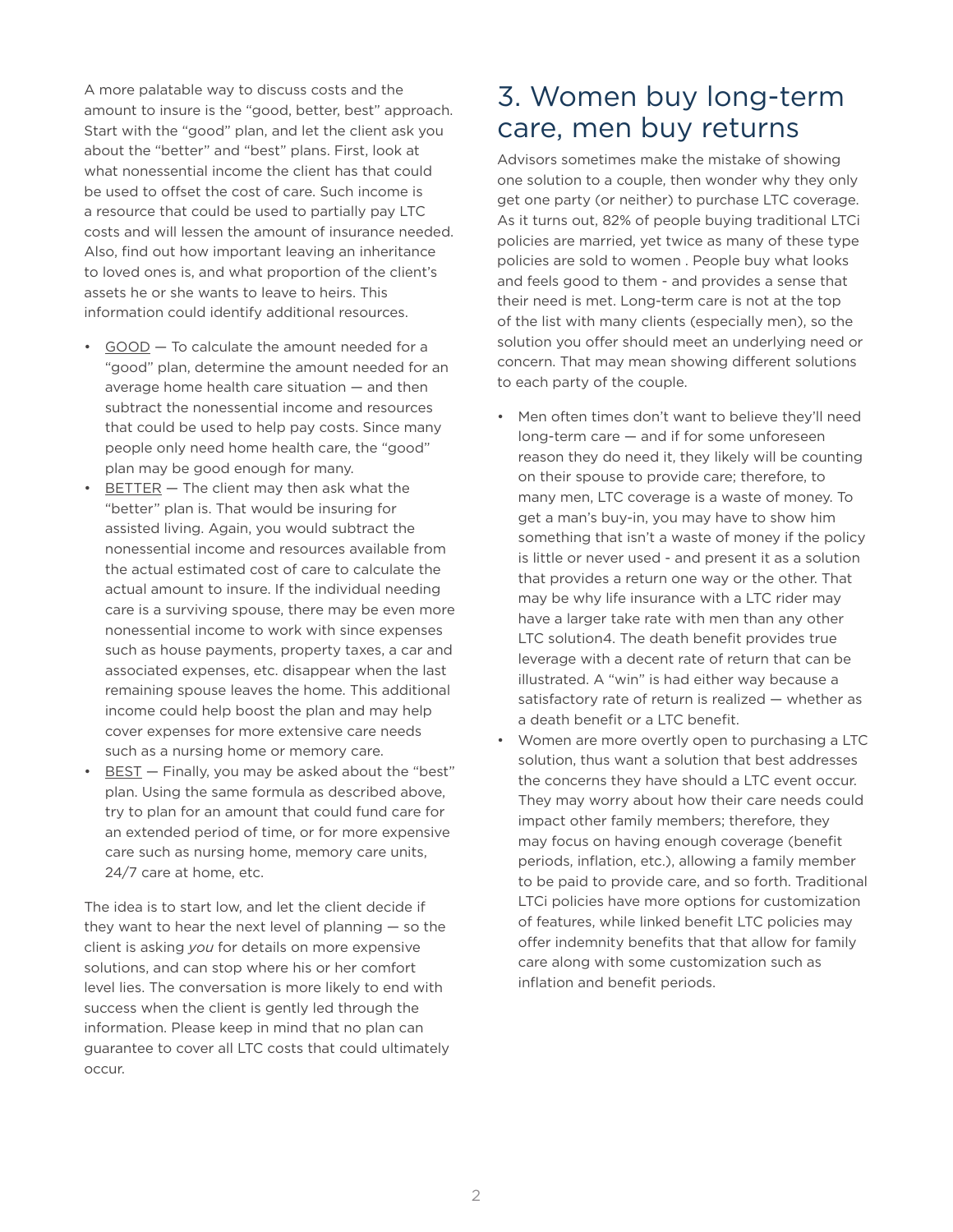A more palatable way to discuss costs and the amount to insure is the "good, better, best" approach. Start with the "good" plan, and let the client ask you about the "better" and "best" plans. First, look at what nonessential income the client has that could be used to offset the cost of care. Such income is a resource that could be used to partially pay LTC costs and will lessen the amount of insurance needed. Also, find out how important leaving an inheritance to loved ones is, and what proportion of the client's assets he or she wants to leave to heirs. This information could identify additional resources.

- <u>GOOD</u> — To calculate the amount needed for a "good" plan, determine the amount needed for an average home health care situation — and then subtract the nonessential income and resources that could be used to help pay costs. Since many people only need home health care, the "good" plan may be good enough for many.
- <u>BETTER</u> — The client may then ask what the "better" plan is. That would be insuring for assisted living. Again, you would subtract the nonessential income and resources available from the actual estimated cost of care to calculate the actual amount to insure. If the individual needing care is a surviving spouse, there may be even more nonessential income to work with since expenses such as house payments, property taxes, a car and associated expenses, etc. disappear when the last remaining spouse leaves the home. This additional income could help boost the plan and may help cover expenses for more extensive care needs such as a nursing home or memory care.
- <u>BEST</u> — Finally, you may be asked about the "best" plan. Using the same formula as described above, try to plan for an amount that could fund care for an extended period of time, or for more expensive care such as nursing home, memory care units, 24/7 care at home, etc.

The idea is to start low, and let the client decide if they want to hear the next level of planning — so the client is asking *you* for details on more expensive solutions, and can stop where his or her comfort level lies. The conversation is more likely to end with success when the client is gently led through the information. Please keep in mind that no plan can guarantee to cover all LTC costs that could ultimately occur.

## 3. Women buy long-term care, men buy returns

Advisors sometimes make the mistake of showing one solution to a couple, then wonder why they only get one party (or neither) to purchase LTC coverage. As it turns out, 82% of people buying traditional LTCi policies are married, yet twice as many of these type policies are sold to women . People buy what looks and feels good to them - and provides a sense that their need is met. Long-term care is not at the top of the list with many clients (especially men), so the solution you offer should meet an underlying need or concern. That may mean showing different solutions to each party of the couple.

- Men often times don't want to believe they'll need long-term care — and if for some unforeseen reason they do need it, they likely will be counting on their spouse to provide care; therefore, to many men, LTC coverage is a waste of money. To get a man's buy-in, you may have to show him something that isn't a waste of money if the policy is little or never used - and present it as a solution that provides a return one way or the other. That may be why life insurance with a LTC rider may have a larger take rate with men than any other LTC solution[4]. The death benefit provides true leverage with a decent rate of return that can be illustrated. A "win" is had either way because a satisfactory rate of return is realized — whether as a death benefit or a LTC benefit.
- Women are more overtly open to purchasing a LTC solution, thus want a solution that best addresses the concerns they have should a LTC event occur. They may worry about how their care needs could impact other family members; therefore, they may focus on having enough coverage (benefit periods, inflation, etc.), allowing a family member to be paid to provide care, and so forth. Traditional LTCi policies have more options for customization of features, while linked benefit LTC policies may offer indemnity benefits that that allow for family care along with some customization such as inflation and benefit periods.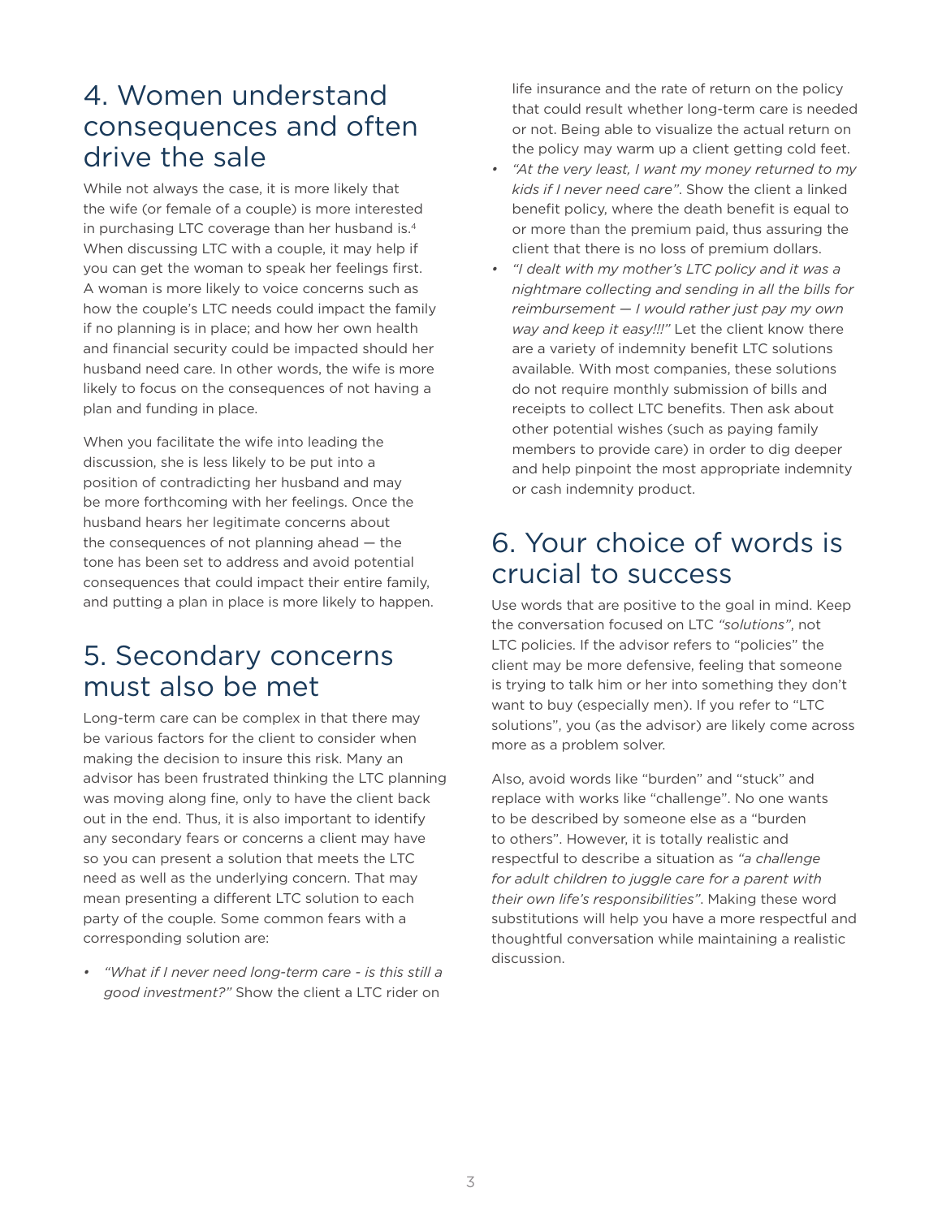## 4. Women understand consequences and often drive the sale

While not always the case, it is more likely that the wife (or female of a couple) is more interested in purchasing LTC coverage than her husband is.[4] When discussing LTC with a couple, it may help if you can get the woman to speak her feelings first. A woman is more likely to voice concerns such as how the couple's LTC needs could impact the family if no planning is in place; and how her own health and financial security could be impacted should her husband need care. In other words, the wife is more likely to focus on the consequences of not having a plan and funding in place.

When you facilitate the wife into leading the discussion, she is less likely to be put into a position of contradicting her husband and may be more forthcoming with her feelings. Once the husband hears her legitimate concerns about the consequences of not planning ahead — the tone has been set to address and avoid potential consequences that could impact their entire family, and putting a plan in place is more likely to happen.

## 5. Secondary concerns must also be met

Long-term care can be complex in that there may be various factors for the client to consider when making the decision to insure this risk. Many an advisor has been frustrated thinking the LTC planning was moving along fine, only to have the client back out in the end. Thus, it is also important to identify any secondary fears or concerns a client may have so you can present a solution that meets the LTC need as well as the underlying concern. That may mean presenting a different LTC solution to each party of the couple. Some common fears with a corresponding solution are:

- *"What if I never need long-term care - is this still a good investment?"* Show the client a LTC rider on life insurance and the rate of return on the policy that could result whether long-term care is needed or not. Being able to visualize the actual return on the policy may warm up a client getting cold feet.
- *"At the very least, I want my money returned to my kids if I never need care"*. Show the client a linked benefit policy, where the death benefit is equal to or more than the premium paid, thus assuring the client that there is no loss of premium dollars.
- *"I dealt with my mother's LTC policy and it was a nightmare collecting and sending in all the bills for reimbursement — I would rather just pay my own way and keep it easy!!!"* Let the client know there are a variety of indemnity benefit LTC solutions available. With most companies, these solutions do not require monthly submission of bills and receipts to collect LTC benefits. Then ask about other potential wishes (such as paying family members to provide care) in order to dig deeper and help pinpoint the most appropriate indemnity or cash indemnity product.

## 6. Your choice of words is crucial to success

Use words that are positive to the goal in mind. Keep the conversation focused on LTC *"solutions"*, not LTC policies. If the advisor refers to "policies" the client may be more defensive, feeling that someone is trying to talk him or her into something they don't want to buy (especially men). If you refer to "LTC solutions", you (as the advisor) are likely come across more as a problem solver.

Also, avoid words like "burden" and "stuck" and replace with works like "challenge". No one wants to be described by someone else as a "burden to others". However, it is totally realistic and respectful to describe a situation as *"a challenge for adult children to juggle care for a parent with their own life's responsibilities"*. Making these word substitutions will help you have a more respectful and thoughtful conversation while maintaining a realistic discussion.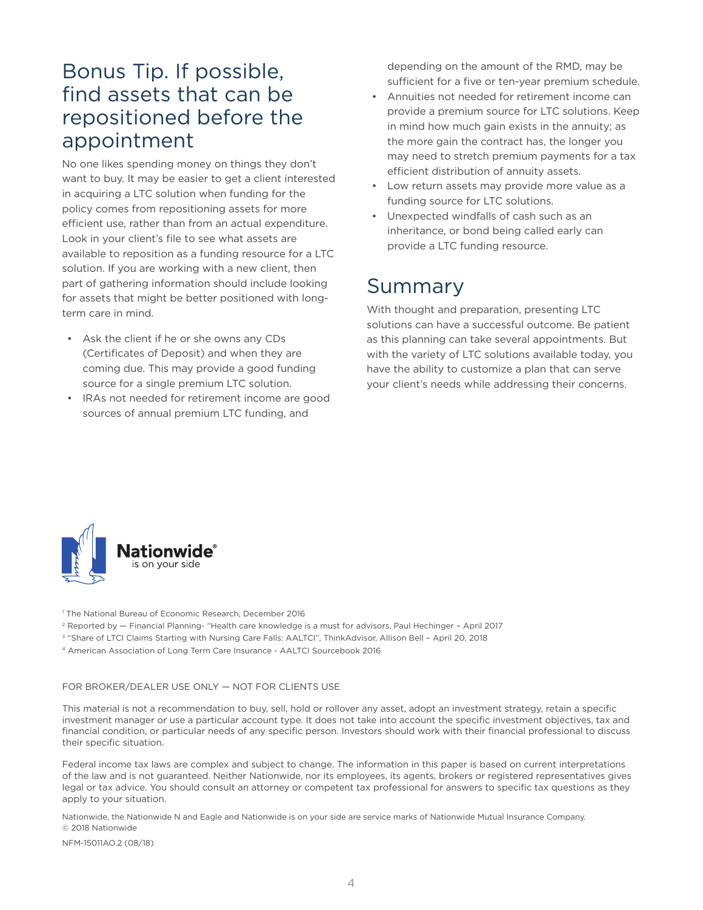## Bonus Tip. If possible, find assets that can be repositioned before the appointment

No one likes spending money on things they don't want to buy. It may be easier to get a client interested in acquiring a LTC solution when funding for the policy comes from repositioning assets for more efficient use, rather than from an actual expenditure. Look in your client's file to see what assets are available to reposition as a funding resource for a LTC solution. If you are working with a new client, then part of gathering information should include looking for assets that might be better positioned with long-term care in mind.

- Ask the client if he or she owns any CDs (Certificates of Deposit) and when they are coming due. This may provide a good funding source for a single premium LTC solution.
- IRAs not needed for retirement income are good sources of annual premium LTC funding, and depending on the amount of the RMD, may be sufficient for a five or ten-year premium schedule.
- Annuities not needed for retirement income can provide a premium source for LTC solutions. Keep in mind how much gain exists in the annuity; as the more gain the contract has, the longer you may need to stretch premium payments for a tax efficient distribution of annuity assets.
- Low return assets may provide more value as a funding source for LTC solutions.
- Unexpected windfalls of cash such as an inheritance, or bond being called early can provide a LTC funding resource.

## Summary

With thought and preparation, presenting LTC solutions can have a successful outcome. Be patient as this planning can take several appointments. But with the variety of LTC solutions available today, you have the ability to customize a plan that can serve your client's needs while addressing their concerns.

Nationwide® is on your side

[1] The National Bureau of Economic Research, December 2016
[2] Reported by — Financial Planning- "Health care knowledge is a must for advisors, Paul Hechinger – April 2017
[3] "Share of LTCI Claims Starting with Nursing Care Falls: AALTCI", ThinkAdvisor, Allison Bell – April 20, 2018
[4] American Association of Long Term Care Insurance - AALTCI Sourcebook 2016

FOR BROKER/DEALER USE ONLY — NOT FOR CLIENTS USE

This material is not a recommendation to buy, sell, hold or rollover any asset, adopt an investment strategy, retain a specific investment manager or use a particular account type. It does not take into account the specific investment objectives, tax and financial condition, or particular needs of any specific person. Investors should work with their financial professional to discuss their specific situation.

Federal income tax laws are complex and subject to change. The information in this paper is based on current interpretations of the law and is not guaranteed. Neither Nationwide, nor its employees, its agents, brokers or registered representatives gives legal or tax advice. You should consult an attorney or competent tax professional for answers to specific tax questions as they apply to your situation.

Nationwide, the Nationwide N and Eagle and Nationwide is on your side are service marks of Nationwide Mutual Insurance Company. © 2018 Nationwide

NFM-15011AO.2 (08/18)